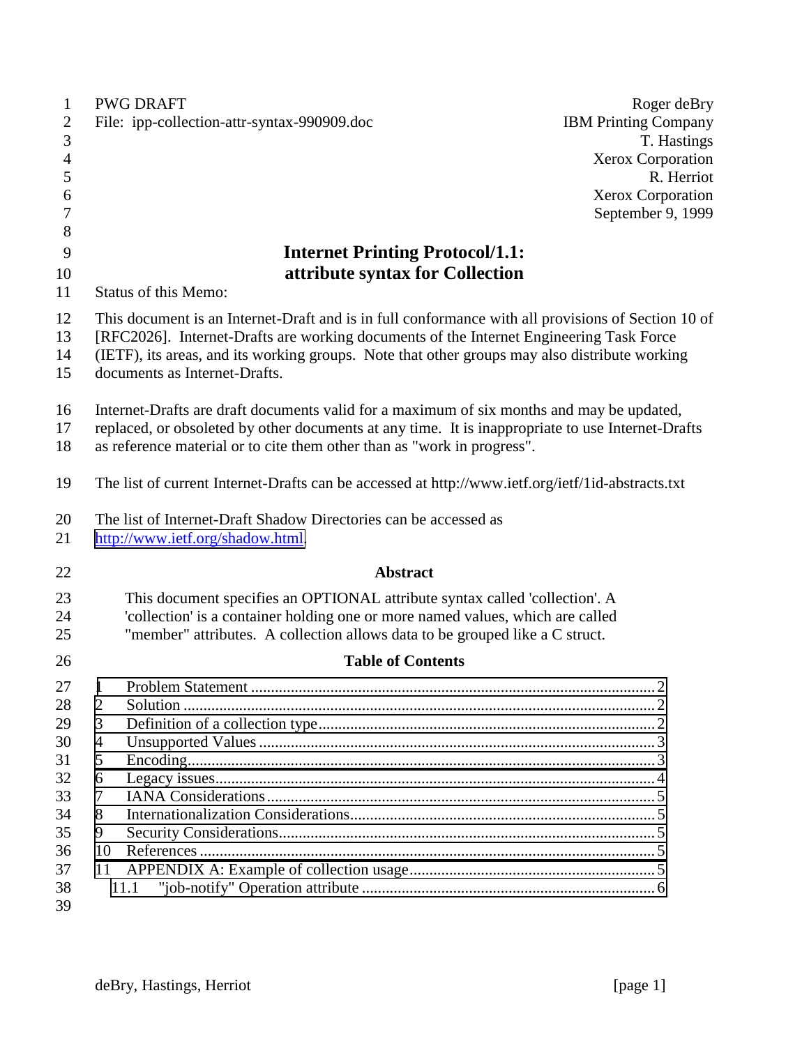PWG DRAFT
File: ipp-collection-attr-syntax-990909.doc

Roger deBry
IBM Printing Company
T. Hastings
Xerox Corporation
R. Herriot
Xerox Corporation
September 9, 1999

# Internet Printing Protocol/1.1: attribute syntax for Collection

Status of this Memo:

This document is an Internet-Draft and is in full conformance with all provisions of Section 10 of [RFC2026]. Internet-Drafts are working documents of the Internet Engineering Task Force (IETF), its areas, and its working groups. Note that other groups may also distribute working documents as Internet-Drafts.

Internet-Drafts are draft documents valid for a maximum of six months and may be updated, replaced, or obsoleted by other documents at any time. It is inappropriate to use Internet-Drafts as reference material or to cite them other than as "work in progress".

The list of current Internet-Drafts can be accessed at http://www.ietf.org/ietf/1id-abstracts.txt

The list of Internet-Draft Shadow Directories can be accessed as http://www.ietf.org/shadow.html.

**Abstract**

This document specifies an OPTIONAL attribute syntax called 'collection'. A 'collection' is a container holding one or more named values, which are called "member" attributes. A collection allows data to be grouped like a C struct.

**Table of Contents**

1 Problem Statement ........................................ 2
2 Solution ........................................ 2
3 Definition of a collection type ........................................ 2
4 Unsupported Values ........................................ 3
5 Encoding ........................................ 3
6 Legacy issues ........................................ 4
7 IANA Considerations ........................................ 5
8 Internationalization Considerations ........................................ 5
9 Security Considerations ........................................ 5
10 References ........................................ 5
11 APPENDIX A: Example of collection usage ........................................ 5
  11.1 "job-notify" Operation attribute ........................................ 6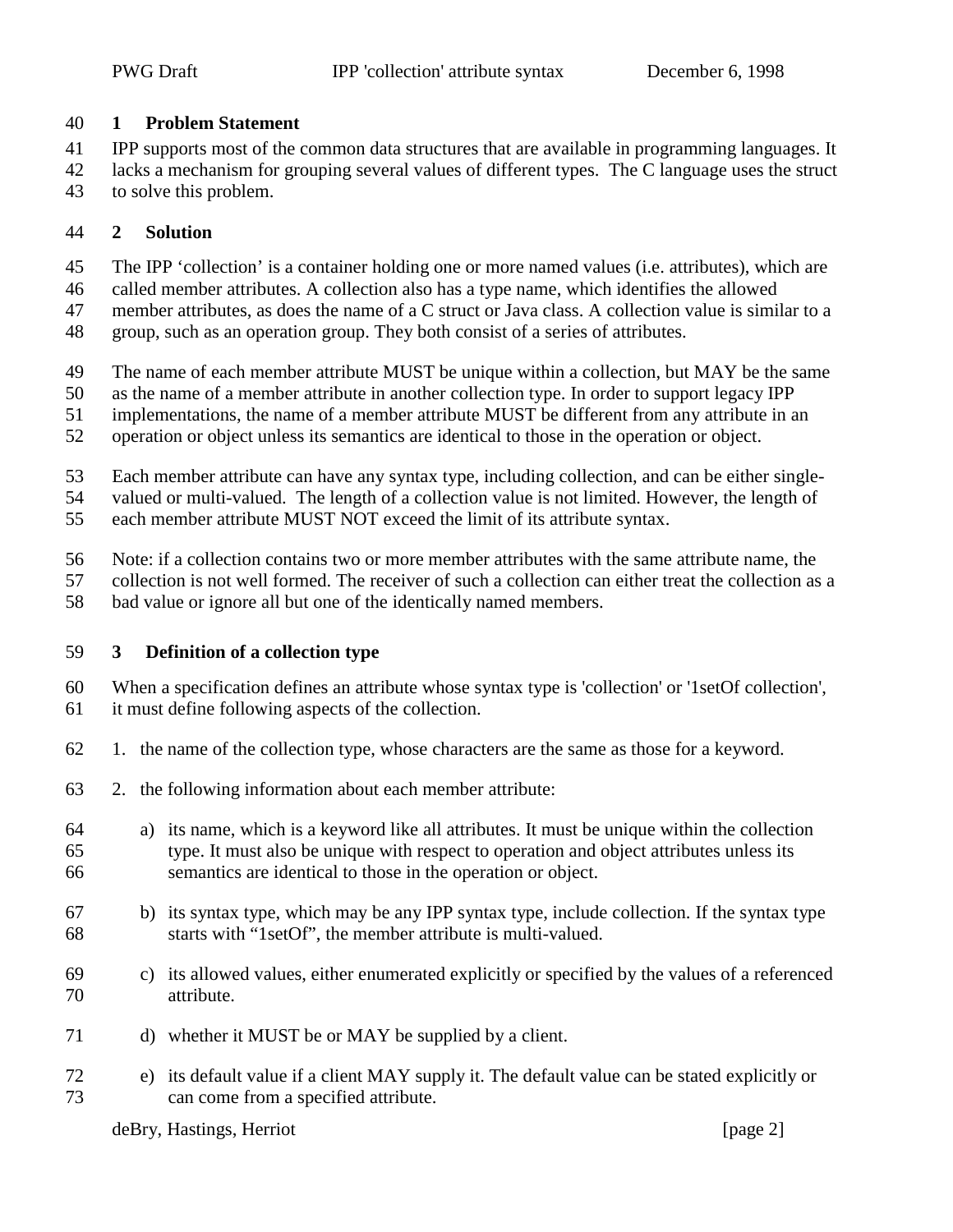## 1 Problem Statement

IPP supports most of the common data structures that are available in programming languages. It lacks a mechanism for grouping several values of different types. The C language uses the struct to solve this problem.

## 2 Solution

The IPP 'collection' is a container holding one or more named values (i.e. attributes), which are called member attributes. A collection also has a type name, which identifies the allowed member attributes, as does the name of a C struct or Java class. A collection value is similar to a group, such as an operation group. They both consist of a series of attributes.

The name of each member attribute MUST be unique within a collection, but MAY be the same as the name of a member attribute in another collection type. In order to support legacy IPP implementations, the name of a member attribute MUST be different from any attribute in an operation or object unless its semantics are identical to those in the operation or object.

Each member attribute can have any syntax type, including collection, and can be either single-valued or multi-valued. The length of a collection value is not limited. However, the length of each member attribute MUST NOT exceed the limit of its attribute syntax.

Note: if a collection contains two or more member attributes with the same attribute name, the collection is not well formed. The receiver of such a collection can either treat the collection as a bad value or ignore all but one of the identically named members.

## 3 Definition of a collection type

When a specification defines an attribute whose syntax type is 'collection' or '1setOf collection', it must define following aspects of the collection.

1. the name of the collection type, whose characters are the same as those for a keyword.
2. the following information about each member attribute:
   a) its name, which is a keyword like all attributes. It must be unique within the collection type. It must also be unique with respect to operation and object attributes unless its semantics are identical to those in the operation or object.
   b) its syntax type, which may be any IPP syntax type, include collection. If the syntax type starts with "1setOf", the member attribute is multi-valued.
   c) its allowed values, either enumerated explicitly or specified by the values of a referenced attribute.
   d) whether it MUST be or MAY be supplied by a client.
   e) its default value if a client MAY supply it. The default value can be stated explicitly or can come from a specified attribute.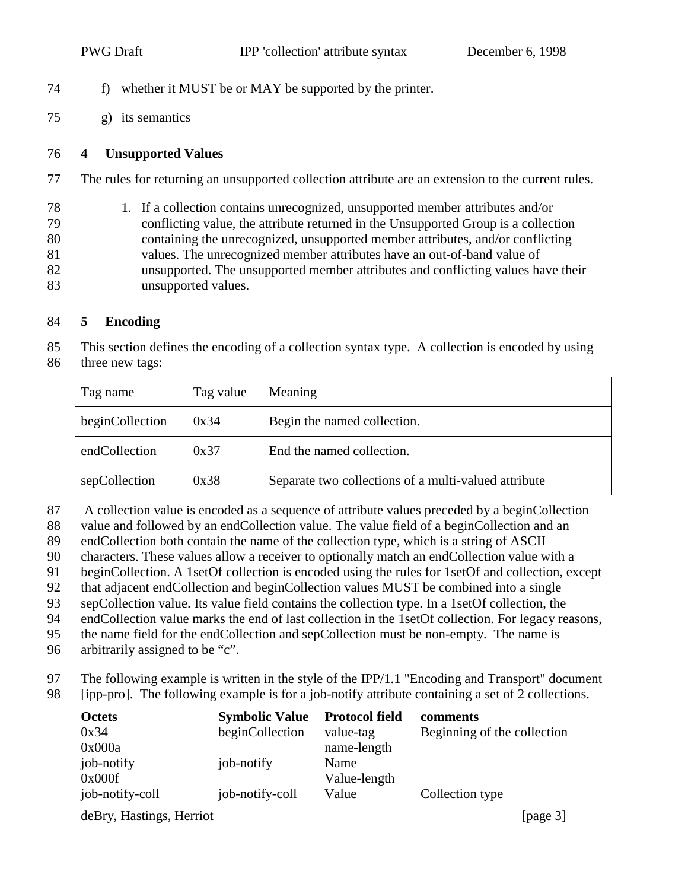f) whether it MUST be or MAY be supported by the printer.

g) its semantics

## 4 Unsupported Values

The rules for returning an unsupported collection attribute are an extension to the current rules.

1. If a collection contains unrecognized, unsupported member attributes and/or conflicting value, the attribute returned in the Unsupported Group is a collection containing the unrecognized, unsupported member attributes, and/or conflicting values. The unrecognized member attributes have an out-of-band value of unsupported. The unsupported member attributes and conflicting values have their unsupported values.

## 5 Encoding

This section defines the encoding of a collection syntax type. A collection is encoded by using three new tags:

| Tag name | Tag value | Meaning |
|---|---|---|
| beginCollection | 0x34 | Begin the named collection. |
| endCollection | 0x37 | End the named collection. |
| sepCollection | 0x38 | Separate two collections of a multi-valued attribute |

A collection value is encoded as a sequence of attribute values preceded by a beginCollection value and followed by an endCollection value. The value field of a beginCollection and an endCollection both contain the name of the collection type, which is a string of ASCII characters. These values allow a receiver to optionally match an endCollection value with a beginCollection. A 1setOf collection is encoded using the rules for 1setOf and collection, except that adjacent endCollection and beginCollection values MUST be combined into a single sepCollection value. Its value field contains the collection type. In a 1setOf collection, the endCollection value marks the end of last collection in the 1setOf collection. For legacy reasons, the name field for the endCollection and sepCollection must be non-empty. The name is arbitrarily assigned to be "c".

The following example is written in the style of the IPP/1.1 "Encoding and Transport" document [ipp-pro]. The following example is for a job-notify attribute containing a set of 2 collections.

| Octets | Symbolic Value | Protocol field | comments |
|---|---|---|---|
| 0x34 | beginCollection | value-tag | Beginning of the collection |
| 0x000a | | name-length | |
| job-notify | job-notify | Name | |
| 0x000f | | Value-length | |
| job-notify-coll | job-notify-coll | Value | Collection type |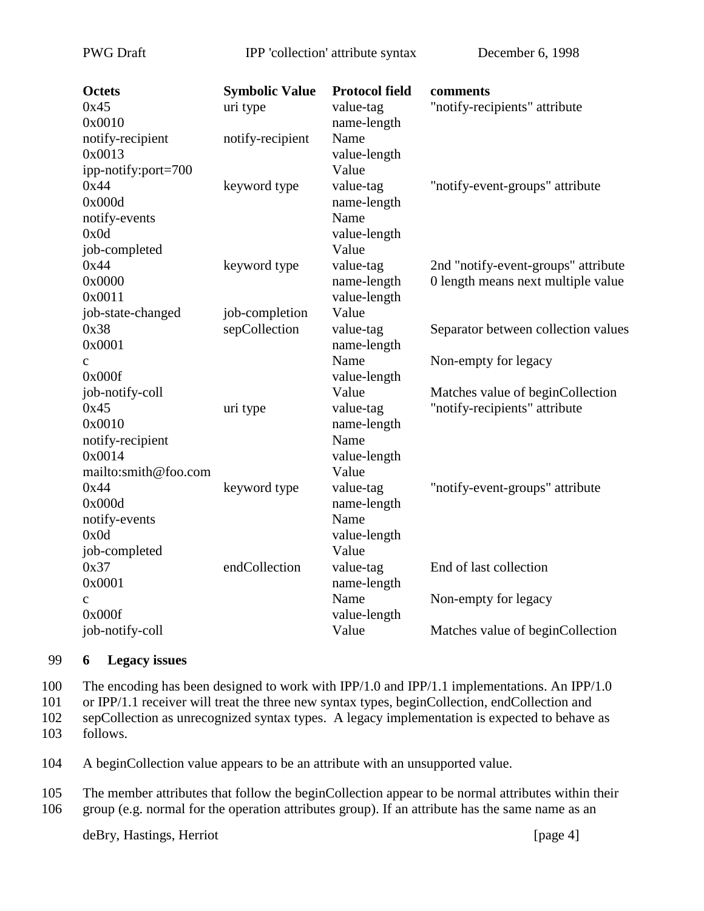| Octets | Symbolic Value | Protocol field | comments |
|---|---|---|---|
| 0x45 | uri type | value-tag | "notify-recipients" attribute |
| 0x0010 | | name-length | |
| notify-recipient | notify-recipient | Name | |
| 0x0013 | | value-length | |
| ipp-notify:port=700 | | Value | |
| 0x44 | keyword type | value-tag | "notify-event-groups" attribute |
| 0x000d | | name-length | |
| notify-events | | Name | |
| 0x0d | | value-length | |
| job-completed | | Value | |
| 0x44 | keyword type | value-tag | 2nd "notify-event-groups" attribute |
| 0x0000 | | name-length | 0 length means next multiple value |
| 0x0011 | | value-length | |
| job-state-changed | job-completion | Value | |
| 0x38 | sepCollection | value-tag | Separator between collection values |
| 0x0001 | | name-length | |
| c | | Name | Non-empty for legacy |
| 0x000f | | value-length | |
| job-notify-coll | | Value | Matches value of beginCollection |
| 0x45 | uri type | value-tag | "notify-recipients" attribute |
| 0x0010 | | name-length | |
| notify-recipient | | Name | |
| 0x0014 | | value-length | |
| mailto:smith@foo.com | | Value | |
| 0x44 | keyword type | value-tag | "notify-event-groups" attribute |
| 0x000d | | name-length | |
| notify-events | | Name | |
| 0x0d | | value-length | |
| job-completed | | Value | |
| 0x37 | endCollection | value-tag | End of last collection |
| 0x0001 | | name-length | |
| c | | Name | Non-empty for legacy |
| 0x000f | | value-length | |
| job-notify-coll | | Value | Matches value of beginCollection |

## 6 Legacy issues

The encoding has been designed to work with IPP/1.0 and IPP/1.1 implementations. An IPP/1.0 or IPP/1.1 receiver will treat the three new syntax types, beginCollection, endCollection and sepCollection as unrecognized syntax types. A legacy implementation is expected to behave as follows.

A beginCollection value appears to be an attribute with an unsupported value.

The member attributes that follow the beginCollection appear to be normal attributes within their group (e.g. normal for the operation attributes group). If an attribute has the same name as an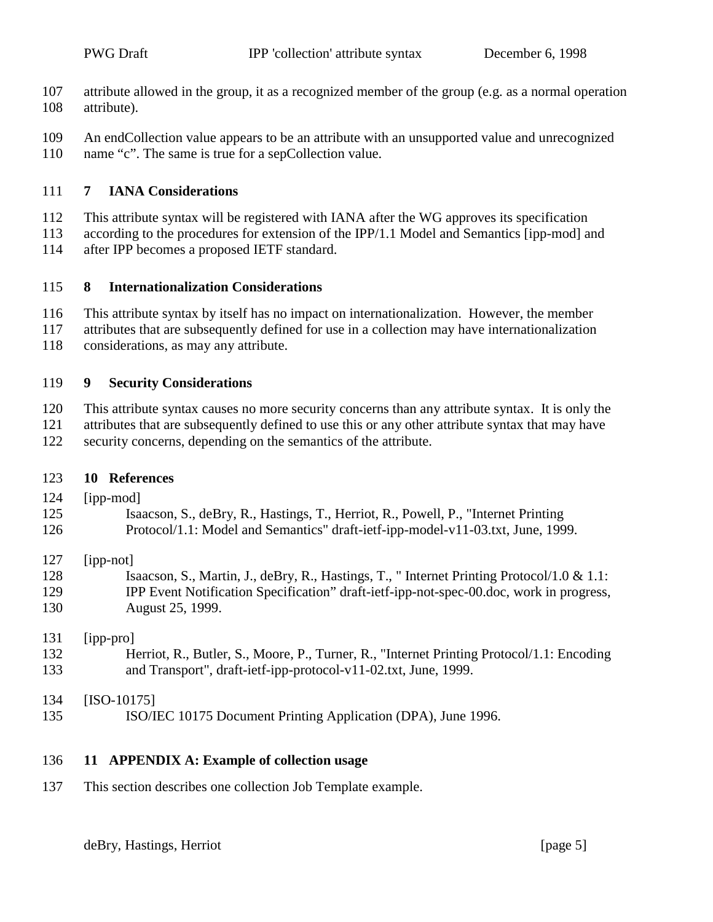attribute allowed in the group, it as a recognized member of the group (e.g. as a normal operation attribute).

An endCollection value appears to be an attribute with an unsupported value and unrecognized name “c”. The same is true for a sepCollection value.

## 7 IANA Considerations

This attribute syntax will be registered with IANA after the WG approves its specification according to the procedures for extension of the IPP/1.1 Model and Semantics [ipp-mod] and after IPP becomes a proposed IETF standard.

## 8 Internationalization Considerations

This attribute syntax by itself has no impact on internationalization. However, the member attributes that are subsequently defined for use in a collection may have internationalization considerations, as may any attribute.

## 9 Security Considerations

This attribute syntax causes no more security concerns than any attribute syntax. It is only the attributes that are subsequently defined to use this or any other attribute syntax that may have security concerns, depending on the semantics of the attribute.

## 10 References

[ipp-mod]
Isaacson, S., deBry, R., Hastings, T., Herriot, R., Powell, P., "Internet Printing Protocol/1.1: Model and Semantics" draft-ietf-ipp-model-v11-03.txt, June, 1999.

[ipp-not]
Isaacson, S., Martin, J., deBry, R., Hastings, T., " Internet Printing Protocol/1.0 & 1.1: IPP Event Notification Specification” draft-ietf-ipp-not-spec-00.doc, work in progress, August 25, 1999.

[ipp-pro]
Herriot, R., Butler, S., Moore, P., Turner, R., "Internet Printing Protocol/1.1: Encoding and Transport", draft-ietf-ipp-protocol-v11-02.txt, June, 1999.

[ISO-10175]
ISO/IEC 10175 Document Printing Application (DPA), June 1996.

## 11 APPENDIX A: Example of collection usage

This section describes one collection Job Template example.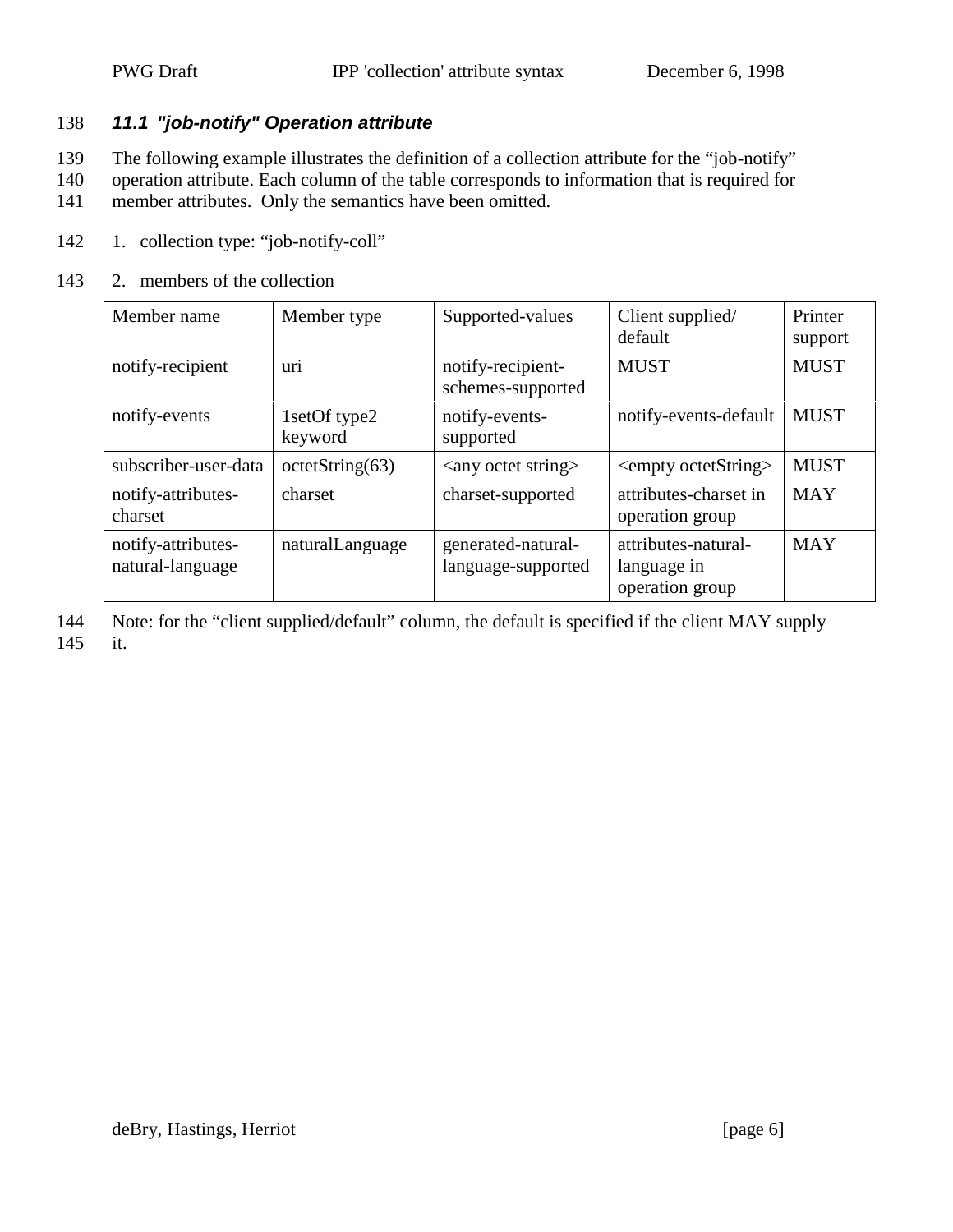### 11.1 "job-notify" Operation attribute

The following example illustrates the definition of a collection attribute for the "job-notify" operation attribute. Each column of the table corresponds to information that is required for member attributes. Only the semantics have been omitted.

1. collection type: "job-notify-coll"
2. members of the collection

| Member name | Member type | Supported-values | Client supplied/ default | Printer support |
|---|---|---|---|---|
| notify-recipient | uri | notify-recipient-schemes-supported | MUST | MUST |
| notify-events | 1setOf type2 keyword | notify-events-supported | notify-events-default | MUST |
| subscriber-user-data | octetString(63) | <any octet string> | <empty octetString> | MUST |
| notify-attributes-charset | charset | charset-supported | attributes-charset in operation group | MAY |
| notify-attributes-natural-language | naturalLanguage | generated-natural-language-supported | attributes-natural-language in operation group | MAY |

Note: for the "client supplied/default" column, the default is specified if the client MAY supply it.